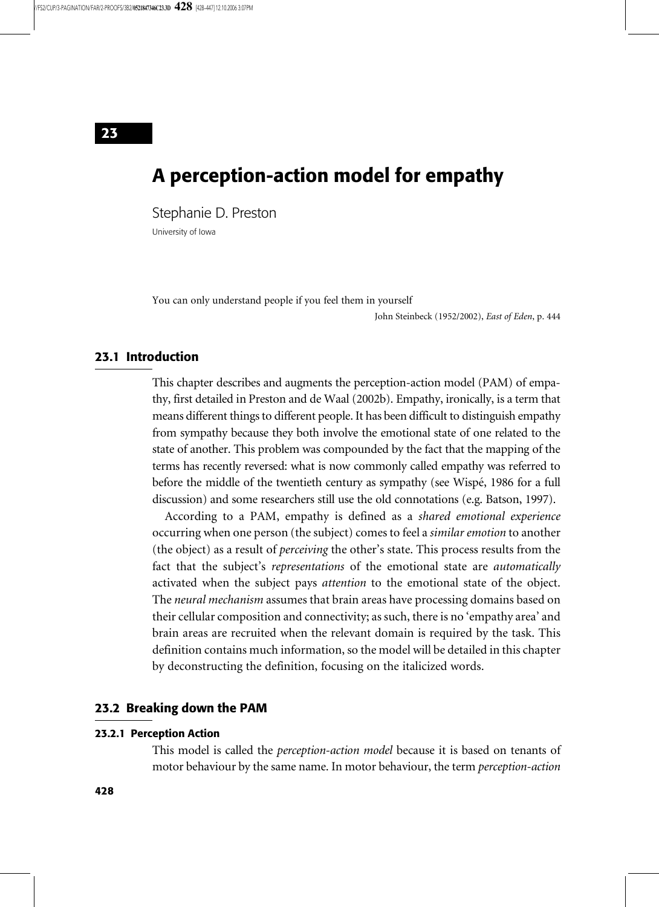# 23

# A perception-action model for empathy

Stephanie D. Preston

University of Iowa

You can only understand people if you feel them in yourself

John Steinbeck (1952/2002), *East of Eden*, p. 444

## 23.1 Introduction

This chapter describes and augments the perception-action model (PAM) of empathy, first detailed in Preston and de Waal (2002b). Empathy, ironically, is a term that means different things to different people. It has been difficult to distinguish empathy from sympathy because they both involve the emotional state of one related to the state of another. This problem was compounded by the fact that the mapping of the terms has recently reversed: what is now commonly called empathy was referred to before the middle of the twentieth century as sympathy (see Wispé, 1986 for a full discussion) and some researchers still use the old connotations (e.g. Batson, 1997).

According to a PAM, empathy is defined as a *shared emotional experience* occurring when one person (the subject) comes to feel a *similar emotion* to another (the object) as a result of *perceiving* the other's state. This process results from the fact that the subject's *representations* of the emotional state are *automatically* activated when the subject pays *attention* to the emotional state of the object. The *neural mechanism* assumes that brain areas have processing domains based on their cellular composition and connectivity; as such, there is no 'empathy area' and brain areas are recruited when the relevant domain is required by the task. This definition contains much information, so the model will be detailed in this chapter by deconstructing the definition, focusing on the italicized words.

## 23.2 Breaking down the PAM

### 23.2.1 Perception Action

This model is called the *perception-action model* because it is based on tenants of motor behaviour by the same name. In motor behaviour, the term *perception-action*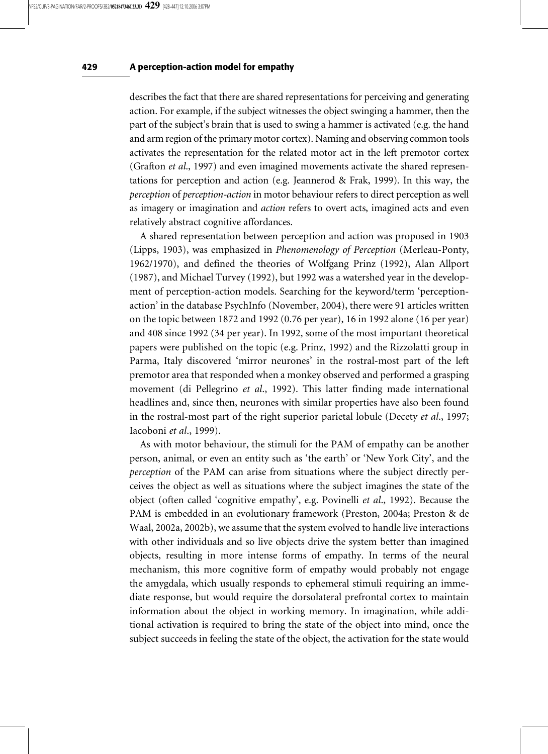describes the fact that there are shared representations for perceiving and generating action. For example, if the subject witnesses the object swinging a hammer, then the part of the subject's brain that is used to swing a hammer is activated (e.g. the hand and arm region of the primary motor cortex). Naming and observing common tools activates the representation for the related motor act in the left premotor cortex (Grafton *et al*., 1997) and even imagined movements activate the shared representations for perception and action (e.g. Jeannerod & Frak, 1999). In this way, the *perception* of *perception-action* in motor behaviour refers to direct perception as well as imagery or imagination and *action* refers to overt acts, imagined acts and even relatively abstract cognitive affordances.

A shared representation between perception and action was proposed in 1903 (Lipps, 1903), was emphasized in *Phenomenology of Perception* (Merleau-Ponty, 1962/1970), and defined the theories of Wolfgang Prinz (1992), Alan Allport (1987), and Michael Turvey (1992), but 1992 was a watershed year in the development of perception-action models. Searching for the keyword/term 'perception-action' in the database PsychInfo (November, 2004), there were 91 articles written on the topic between 1872 and 1992 (0.76 per year), 16 in 1992 alone (16 per year) and 408 since 1992 (34 per year). In 1992, some of the most important theoretical papers were published on the topic (e.g. Prinz, 1992) and the Rizzolatti group in Parma, Italy discovered 'mirror neurones' in the rostral-most part of the left premotor area that responded when a monkey observed and performed a grasping movement (di Pellegrino *et al*., 1992). This latter finding made international headlines and, since then, neurones with similar properties have also been found in the rostral-most part of the right superior parietal lobule (Decety *et al*., 1997; Iacoboni *et al*., 1999).

As with motor behaviour, the stimuli for the PAM of empathy can be another person, animal, or even an entity such as 'the earth' or 'New York City', and the *perception* of the PAM can arise from situations where the subject directly perceives the object as well as situations where the subject imagines the state of the object (often called 'cognitive empathy', e.g. Povinelli *et al*., 1992). Because the PAM is embedded in an evolutionary framework (Preston, 2004a; Preston & de Waal, 2002a, 2002b), we assume that the system evolved to handle live interactions with other individuals and so live objects drive the system better than imagined objects, resulting in more intense forms of empathy. In terms of the neural mechanism, this more cognitive form of empathy would probably not engage the amygdala, which usually responds to ephemeral stimuli requiring an immediate response, but would require the dorsolateral prefrontal cortex to maintain information about the object in working memory. In imagination, while additional activation is required to bring the state of the object into mind, once the subject succeeds in feeling the state of the object, the activation for the state would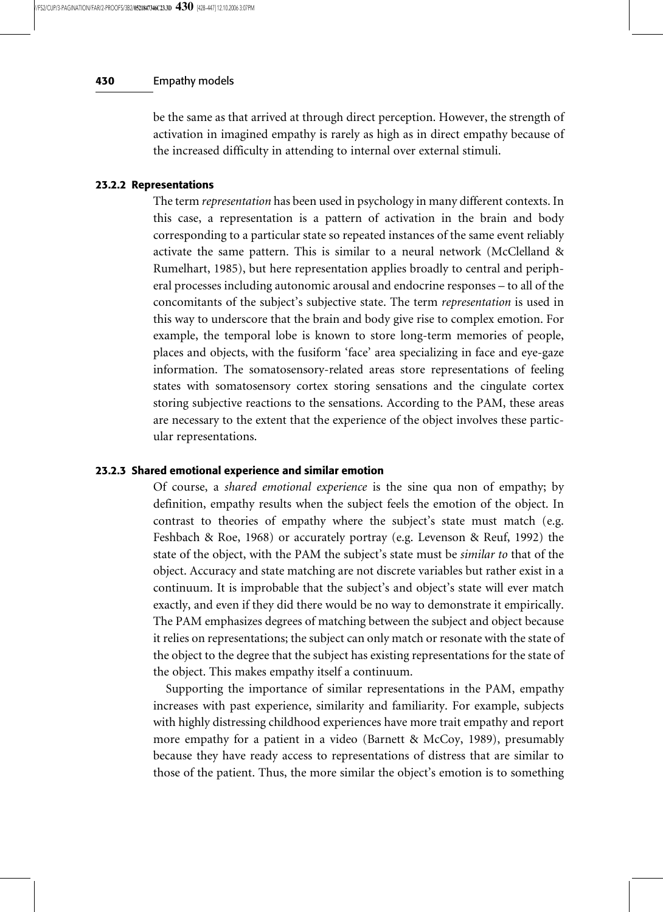be the same as that arrived at through direct perception. However, the strength of activation in imagined empathy is rarely as high as in direct empathy because of the increased difficulty in attending to internal over external stimuli.

### 23.2.2 Representations

The term *representation* has been used in psychology in many different contexts. In this case, a representation is a pattern of activation in the brain and body corresponding to a particular state so repeated instances of the same event reliably activate the same pattern. This is similar to a neural network (McClelland & Rumelhart, 1985), but here representation applies broadly to central and peripheral processes including autonomic arousal and endocrine responses – to all of the concomitants of the subject's subjective state. The term *representation* is used in this way to underscore that the brain and body give rise to complex emotion. For example, the temporal lobe is known to store long-term memories of people, places and objects, with the fusiform 'face' area specializing in face and eye-gaze information. The somatosensory-related areas store representations of feeling states with somatosensory cortex storing sensations and the cingulate cortex storing subjective reactions to the sensations. According to the PAM, these areas are necessary to the extent that the experience of the object involves these particular representations.

### 23.2.3 Shared emotional experience and similar emotion

Of course, a *shared emotional experience* is the sine qua non of empathy; by definition, empathy results when the subject feels the emotion of the object. In contrast to theories of empathy where the subject's state must match (e.g. Feshbach & Roe, 1968) or accurately portray (e.g. Levenson & Reuf, 1992) the state of the object, with the PAM the subject's state must be *similar to* that of the object. Accuracy and state matching are not discrete variables but rather exist in a continuum. It is improbable that the subject's and object's state will ever match exactly, and even if they did there would be no way to demonstrate it empirically. The PAM emphasizes degrees of matching between the subject and object because it relies on representations; the subject can only match or resonate with the state of the object to the degree that the subject has existing representations for the state of the object. This makes empathy itself a continuum.

Supporting the importance of similar representations in the PAM, empathy increases with past experience, similarity and familiarity. For example, subjects with highly distressing childhood experiences have more trait empathy and report more empathy for a patient in a video (Barnett & McCoy, 1989), presumably because they have ready access to representations of distress that are similar to those of the patient. Thus, the more similar the object's emotion is to something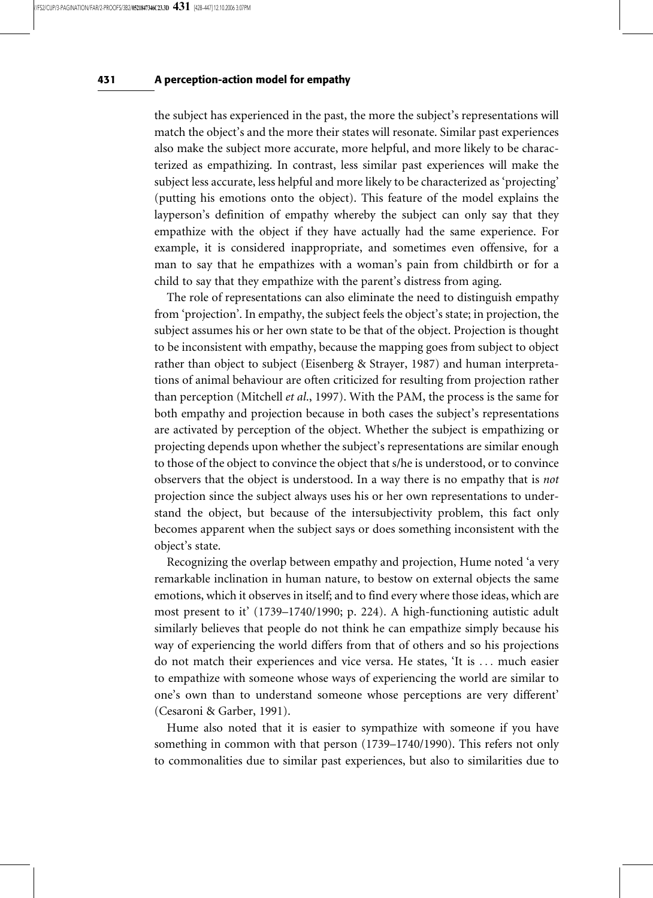the subject has experienced in the past, the more the subject's representations will match the object's and the more their states will resonate. Similar past experiences also make the subject more accurate, more helpful, and more likely to be characterized as empathizing. In contrast, less similar past experiences will make the subject less accurate, less helpful and more likely to be characterized as 'projecting' (putting his emotions onto the object). This feature of the model explains the layperson's definition of empathy whereby the subject can only say that they empathize with the object if they have actually had the same experience. For example, it is considered inappropriate, and sometimes even offensive, for a man to say that he empathizes with a woman's pain from childbirth or for a child to say that they empathize with the parent's distress from aging.

The role of representations can also eliminate the need to distinguish empathy from 'projection'. In empathy, the subject feels the object's state; in projection, the subject assumes his or her own state to be that of the object. Projection is thought to be inconsistent with empathy, because the mapping goes from subject to object rather than object to subject (Eisenberg & Strayer, 1987) and human interpretations of animal behaviour are often criticized for resulting from projection rather than perception (Mitchell *et al*., 1997). With the PAM, the process is the same for both empathy and projection because in both cases the subject's representations are activated by perception of the object. Whether the subject is empathizing or projecting depends upon whether the subject's representations are similar enough to those of the object to convince the object that s/he is understood, or to convince observers that the object is understood. In a way there is no empathy that is *not* projection since the subject always uses his or her own representations to understand the object, but because of the intersubjectivity problem, this fact only becomes apparent when the subject says or does something inconsistent with the object's state.

Recognizing the overlap between empathy and projection, Hume noted 'a very remarkable inclination in human nature, to bestow on external objects the same emotions, which it observes in itself; and to find every where those ideas, which are most present to it' (1739–1740/1990; p. 224). A high-functioning autistic adult similarly believes that people do not think he can empathize simply because his way of experiencing the world differs from that of others and so his projections do not match their experiences and vice versa. He states, 'It is . . . much easier to empathize with someone whose ways of experiencing the world are similar to one's own than to understand someone whose perceptions are very different' (Cesaroni & Garber, 1991).

Hume also noted that it is easier to sympathize with someone if you have something in common with that person (1739–1740/1990). This refers not only to commonalities due to similar past experiences, but also to similarities due to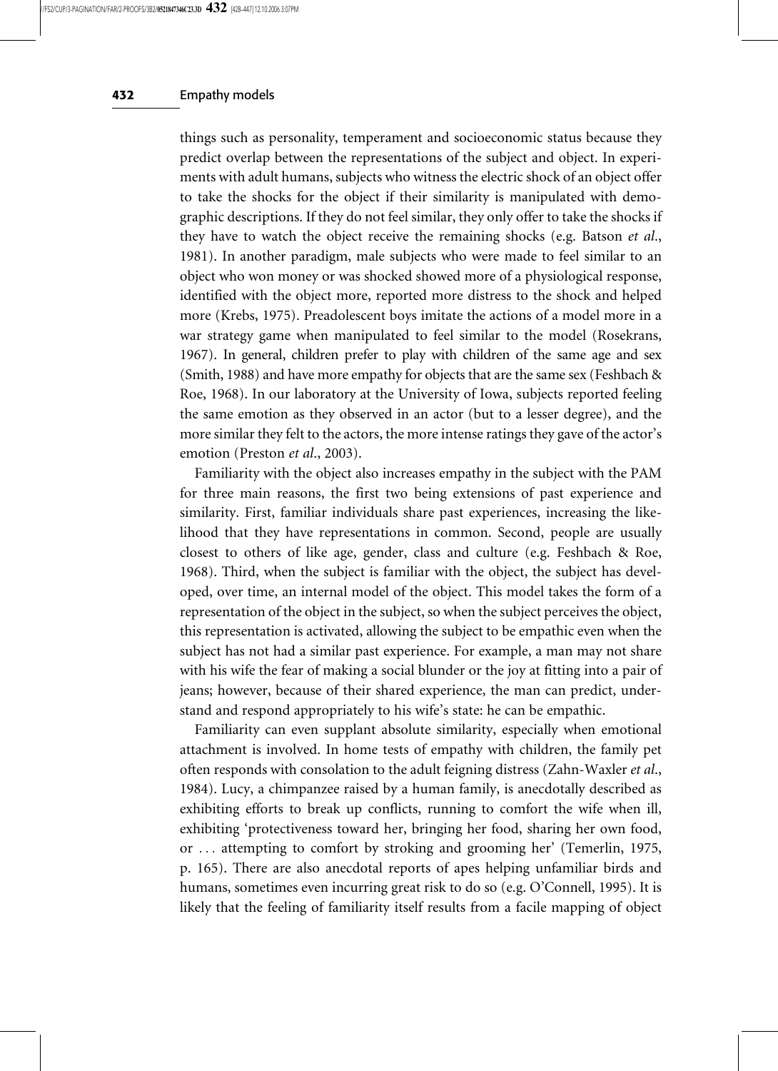things such as personality, temperament and socioeconomic status because they predict overlap between the representations of the subject and object. In experiments with adult humans, subjects who witness the electric shock of an object offer to take the shocks for the object if their similarity is manipulated with demographic descriptions. If they do not feel similar, they only offer to take the shocks if they have to watch the object receive the remaining shocks (e.g. Batson *et al.*, 1981). In another paradigm, male subjects who were made to feel similar to an object who won money or was shocked showed more of a physiological response, identified with the object more, reported more distress to the shock and helped more (Krebs, 1975). Preadolescent boys imitate the actions of a model more in a war strategy game when manipulated to feel similar to the model (Rosekrans, 1967). In general, children prefer to play with children of the same age and sex (Smith, 1988) and have more empathy for objects that are the same sex (Feshbach & Roe, 1968). In our laboratory at the University of Iowa, subjects reported feeling the same emotion as they observed in an actor (but to a lesser degree), and the more similar they felt to the actors, the more intense ratings they gave of the actor's emotion (Preston *et al.*, 2003).

Familiarity with the object also increases empathy in the subject with the PAM for three main reasons, the first two being extensions of past experience and similarity. First, familiar individuals share past experiences, increasing the likelihood that they have representations in common. Second, people are usually closest to others of like age, gender, class and culture (e.g. Feshbach & Roe, 1968). Third, when the subject is familiar with the object, the subject has developed, over time, an internal model of the object. This model takes the form of a representation of the object in the subject, so when the subject perceives the object, this representation is activated, allowing the subject to be empathic even when the subject has not had a similar past experience. For example, a man may not share with his wife the fear of making a social blunder or the joy at fitting into a pair of jeans; however, because of their shared experience, the man can predict, understand and respond appropriately to his wife's state: he can be empathic.

Familiarity can even supplant absolute similarity, especially when emotional attachment is involved. In home tests of empathy with children, the family pet often responds with consolation to the adult feigning distress (Zahn-Waxler *et al.*, 1984). Lucy, a chimpanzee raised by a human family, is anecdotally described as exhibiting efforts to break up conflicts, running to comfort the wife when ill, exhibiting 'protectiveness toward her, bringing her food, sharing her own food, or ... attempting to comfort by stroking and grooming her' (Temerlin, 1975, p. 165). There are also anecdotal reports of apes helping unfamiliar birds and humans, sometimes even incurring great risk to do so (e.g. O'Connell, 1995). It is likely that the feeling of familiarity itself results from a facile mapping of object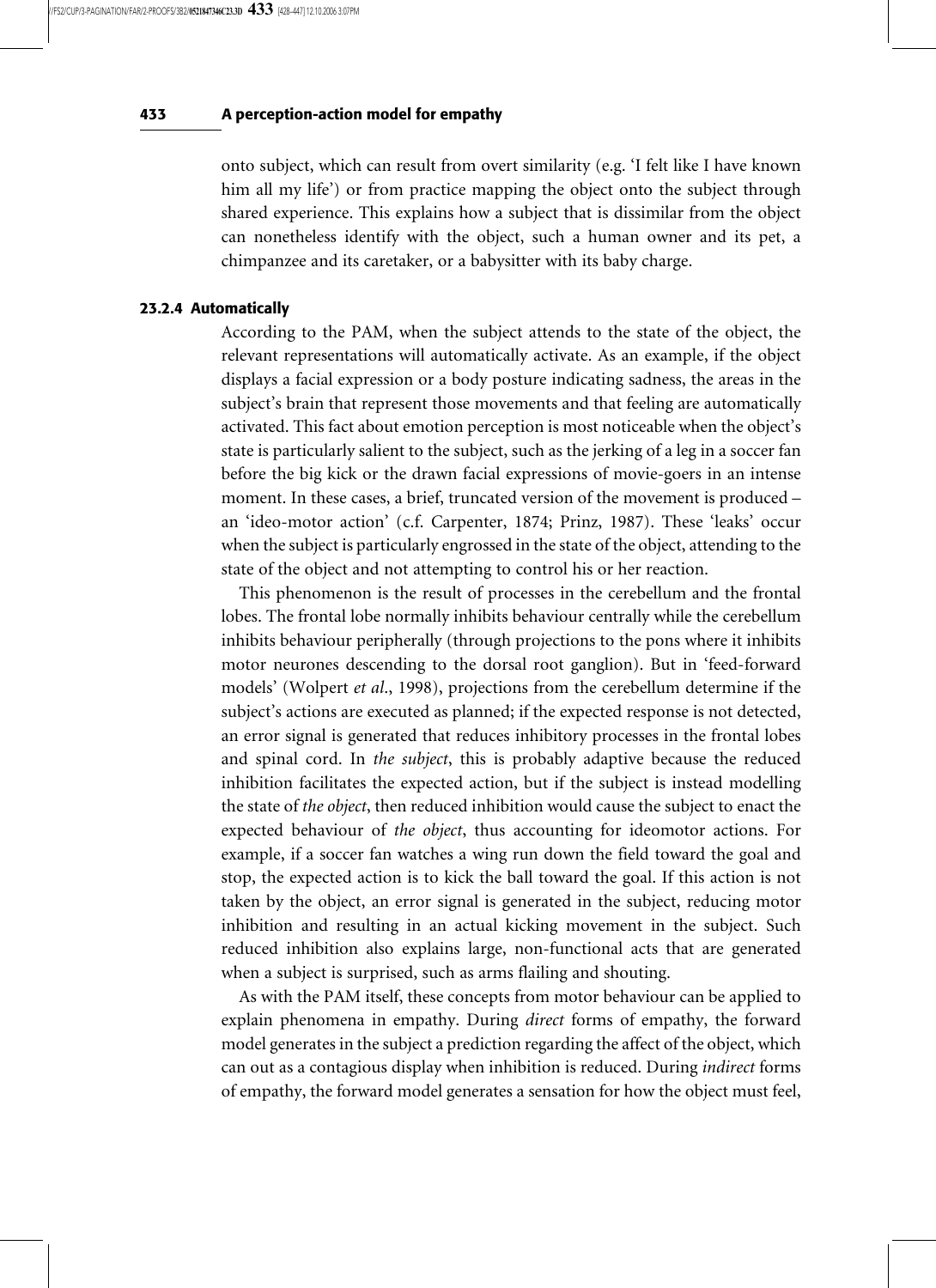onto subject, which can result from overt similarity (e.g. 'I felt like I have known him all my life') or from practice mapping the object onto the subject through shared experience. This explains how a subject that is dissimilar from the object can nonetheless identify with the object, such a human owner and its pet, a chimpanzee and its caretaker, or a babysitter with its baby charge.

### 23.2.4 Automatically

According to the PAM, when the subject attends to the state of the object, the relevant representations will automatically activate. As an example, if the object displays a facial expression or a body posture indicating sadness, the areas in the subject's brain that represent those movements and that feeling are automatically activated. This fact about emotion perception is most noticeable when the object's state is particularly salient to the subject, such as the jerking of a leg in a soccer fan before the big kick or the drawn facial expressions of movie-goers in an intense moment. In these cases, a brief, truncated version of the movement is produced – an 'ideo-motor action' (c.f. Carpenter, 1874; Prinz, 1987). These 'leaks' occur when the subject is particularly engrossed in the state of the object, attending to the state of the object and not attempting to control his or her reaction.

This phenomenon is the result of processes in the cerebellum and the frontal lobes. The frontal lobe normally inhibits behaviour centrally while the cerebellum inhibits behaviour peripherally (through projections to the pons where it inhibits motor neurones descending to the dorsal root ganglion). But in 'feed-forward models' (Wolpert *et al*., 1998), projections from the cerebellum determine if the subject's actions are executed as planned; if the expected response is not detected, an error signal is generated that reduces inhibitory processes in the frontal lobes and spinal cord. In *the subject*, this is probably adaptive because the reduced inhibition facilitates the expected action, but if the subject is instead modelling the state of *the object*, then reduced inhibition would cause the subject to enact the expected behaviour of *the object*, thus accounting for ideomotor actions. For example, if a soccer fan watches a wing run down the field toward the goal and stop, the expected action is to kick the ball toward the goal. If this action is not taken by the object, an error signal is generated in the subject, reducing motor inhibition and resulting in an actual kicking movement in the subject. Such reduced inhibition also explains large, non-functional acts that are generated when a subject is surprised, such as arms flailing and shouting.

As with the PAM itself, these concepts from motor behaviour can be applied to explain phenomena in empathy. During *direct* forms of empathy, the forward model generates in the subject a prediction regarding the affect of the object, which can out as a contagious display when inhibition is reduced. During *indirect* forms of empathy, the forward model generates a sensation for how the object must feel,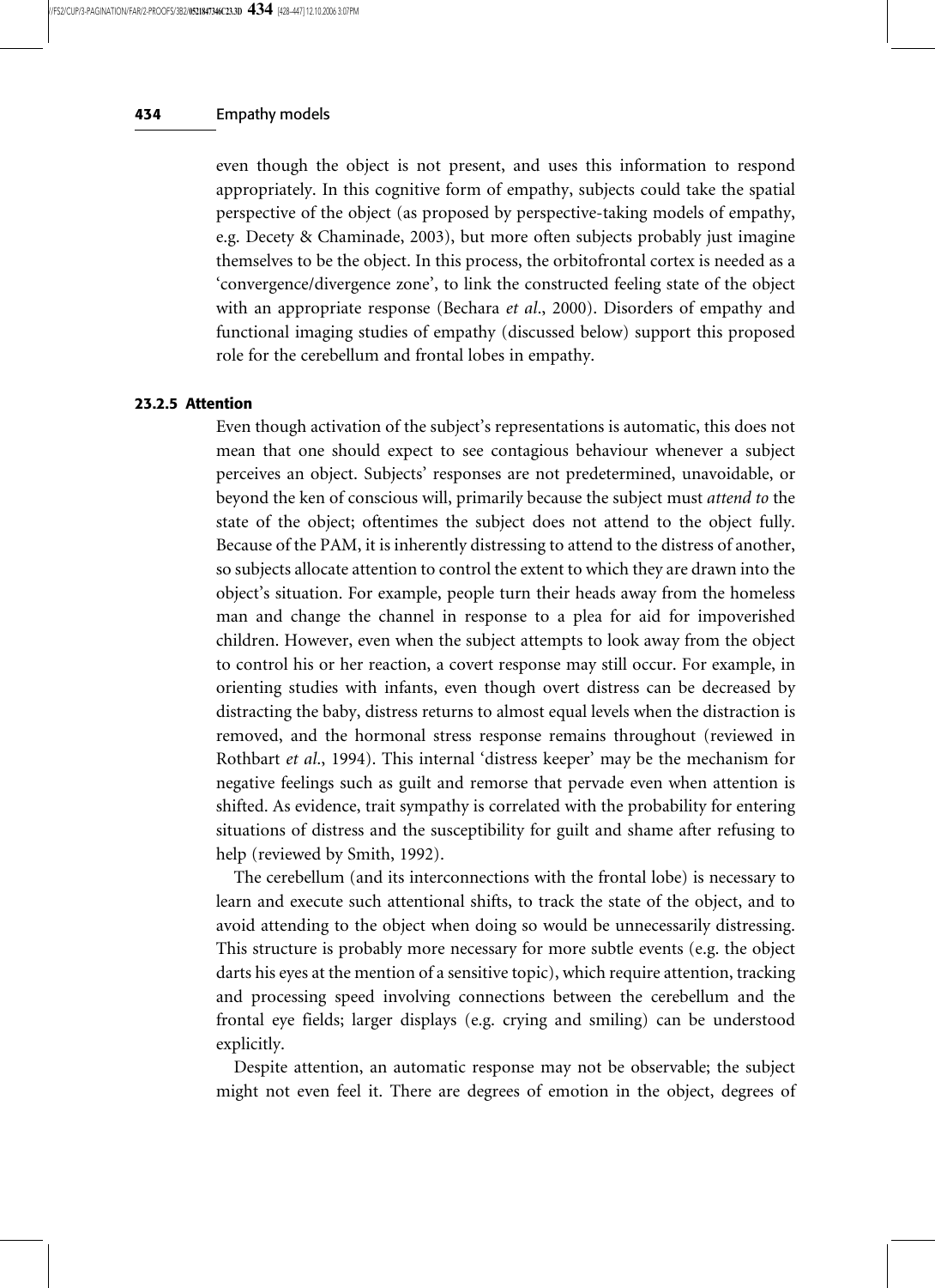even though the object is not present, and uses this information to respond appropriately. In this cognitive form of empathy, subjects could take the spatial perspective of the object (as proposed by perspective-taking models of empathy, e.g. Decety & Chaminade, 2003), but more often subjects probably just imagine themselves to be the object. In this process, the orbitofrontal cortex is needed as a 'convergence/divergence zone', to link the constructed feeling state of the object with an appropriate response (Bechara *et al*., 2000). Disorders of empathy and functional imaging studies of empathy (discussed below) support this proposed role for the cerebellum and frontal lobes in empathy.

### 23.2.5 Attention

Even though activation of the subject's representations is automatic, this does not mean that one should expect to see contagious behaviour whenever a subject perceives an object. Subjects' responses are not predetermined, unavoidable, or beyond the ken of conscious will, primarily because the subject must *attend to* the state of the object; oftentimes the subject does not attend to the object fully. Because of the PAM, it is inherently distressing to attend to the distress of another, so subjects allocate attention to control the extent to which they are drawn into the object's situation. For example, people turn their heads away from the homeless man and change the channel in response to a plea for aid for impoverished children. However, even when the subject attempts to look away from the object to control his or her reaction, a covert response may still occur. For example, in orienting studies with infants, even though overt distress can be decreased by distracting the baby, distress returns to almost equal levels when the distraction is removed, and the hormonal stress response remains throughout (reviewed in Rothbart *et al*., 1994). This internal 'distress keeper' may be the mechanism for negative feelings such as guilt and remorse that pervade even when attention is shifted. As evidence, trait sympathy is correlated with the probability for entering situations of distress and the susceptibility for guilt and shame after refusing to help (reviewed by Smith, 1992).

The cerebellum (and its interconnections with the frontal lobe) is necessary to learn and execute such attentional shifts, to track the state of the object, and to avoid attending to the object when doing so would be unnecessarily distressing. This structure is probably more necessary for more subtle events (e.g. the object darts his eyes at the mention of a sensitive topic), which require attention, tracking and processing speed involving connections between the cerebellum and the frontal eye fields; larger displays (e.g. crying and smiling) can be understood explicitly.

Despite attention, an automatic response may not be observable; the subject might not even feel it. There are degrees of emotion in the object, degrees of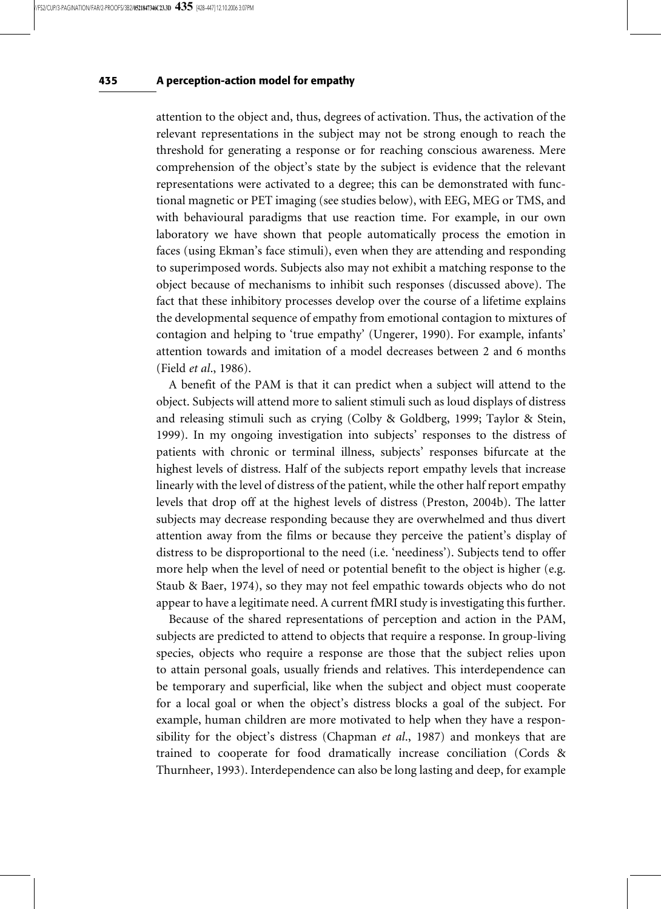attention to the object and, thus, degrees of activation. Thus, the activation of the relevant representations in the subject may not be strong enough to reach the threshold for generating a response or for reaching conscious awareness. Mere comprehension of the object's state by the subject is evidence that the relevant representations were activated to a degree; this can be demonstrated with functional magnetic or PET imaging (see studies below), with EEG, MEG or TMS, and with behavioural paradigms that use reaction time. For example, in our own laboratory we have shown that people automatically process the emotion in faces (using Ekman's face stimuli), even when they are attending and responding to superimposed words. Subjects also may not exhibit a matching response to the object because of mechanisms to inhibit such responses (discussed above). The fact that these inhibitory processes develop over the course of a lifetime explains the developmental sequence of empathy from emotional contagion to mixtures of contagion and helping to 'true empathy' (Ungerer, 1990). For example, infants' attention towards and imitation of a model decreases between 2 and 6 months (Field *et al*., 1986).

A benefit of the PAM is that it can predict when a subject will attend to the object. Subjects will attend more to salient stimuli such as loud displays of distress and releasing stimuli such as crying (Colby & Goldberg, 1999; Taylor & Stein, 1999). In my ongoing investigation into subjects' responses to the distress of patients with chronic or terminal illness, subjects' responses bifurcate at the highest levels of distress. Half of the subjects report empathy levels that increase linearly with the level of distress of the patient, while the other half report empathy levels that drop off at the highest levels of distress (Preston, 2004b). The latter subjects may decrease responding because they are overwhelmed and thus divert attention away from the films or because they perceive the patient's display of distress to be disproportional to the need (i.e. 'neediness'). Subjects tend to offer more help when the level of need or potential benefit to the object is higher (e.g. Staub & Baer, 1974), so they may not feel empathic towards objects who do not appear to have a legitimate need. A current fMRI study is investigating this further.

Because of the shared representations of perception and action in the PAM, subjects are predicted to attend to objects that require a response. In group-living species, objects who require a response are those that the subject relies upon to attain personal goals, usually friends and relatives. This interdependence can be temporary and superficial, like when the subject and object must cooperate for a local goal or when the object's distress blocks a goal of the subject. For example, human children are more motivated to help when they have a responsibility for the object's distress (Chapman *et al*., 1987) and monkeys that are trained to cooperate for food dramatically increase conciliation (Cords & Thurnheer, 1993). Interdependence can also be long lasting and deep, for example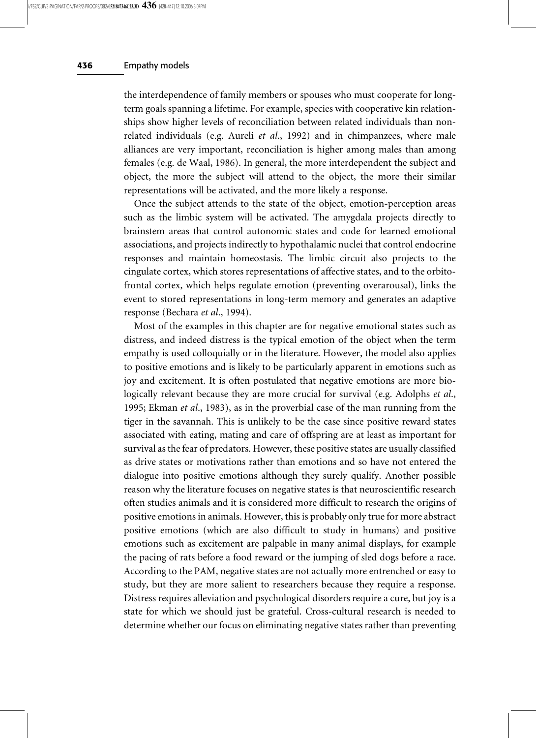the interdependence of family members or spouses who must cooperate for long-term goals spanning a lifetime. For example, species with cooperative kin relationships show higher levels of reconciliation between related individuals than non-related individuals (e.g. Aureli *et al*., 1992) and in chimpanzees, where male alliances are very important, reconciliation is higher among males than among females (e.g. de Waal, 1986). In general, the more interdependent the subject and object, the more the subject will attend to the object, the more their similar representations will be activated, and the more likely a response.

Once the subject attends to the state of the object, emotion-perception areas such as the limbic system will be activated. The amygdala projects directly to brainstem areas that control autonomic states and code for learned emotional associations, and projects indirectly to hypothalamic nuclei that control endocrine responses and maintain homeostasis. The limbic circuit also projects to the cingulate cortex, which stores representations of affective states, and to the orbito-frontal cortex, which helps regulate emotion (preventing overarousal), links the event to stored representations in long-term memory and generates an adaptive response (Bechara *et al*., 1994).

Most of the examples in this chapter are for negative emotional states such as distress, and indeed distress is the typical emotion of the object when the term empathy is used colloquially or in the literature. However, the model also applies to positive emotions and is likely to be particularly apparent in emotions such as joy and excitement. It is often postulated that negative emotions are more biologically relevant because they are more crucial for survival (e.g. Adolphs *et al*., 1995; Ekman *et al*., 1983), as in the proverbial case of the man running from the tiger in the savannah. This is unlikely to be the case since positive reward states associated with eating, mating and care of offspring are at least as important for survival as the fear of predators. However, these positive states are usually classified as drive states or motivations rather than emotions and so have not entered the dialogue into positive emotions although they surely qualify. Another possible reason why the literature focuses on negative states is that neuroscientific research often studies animals and it is considered more difficult to research the origins of positive emotions in animals. However, this is probably only true for more abstract positive emotions (which are also difficult to study in humans) and positive emotions such as excitement are palpable in many animal displays, for example the pacing of rats before a food reward or the jumping of sled dogs before a race. According to the PAM, negative states are not actually more entrenched or easy to study, but they are more salient to researchers because they require a response. Distress requires alleviation and psychological disorders require a cure, but joy is a state for which we should just be grateful. Cross-cultural research is needed to determine whether our focus on eliminating negative states rather than preventing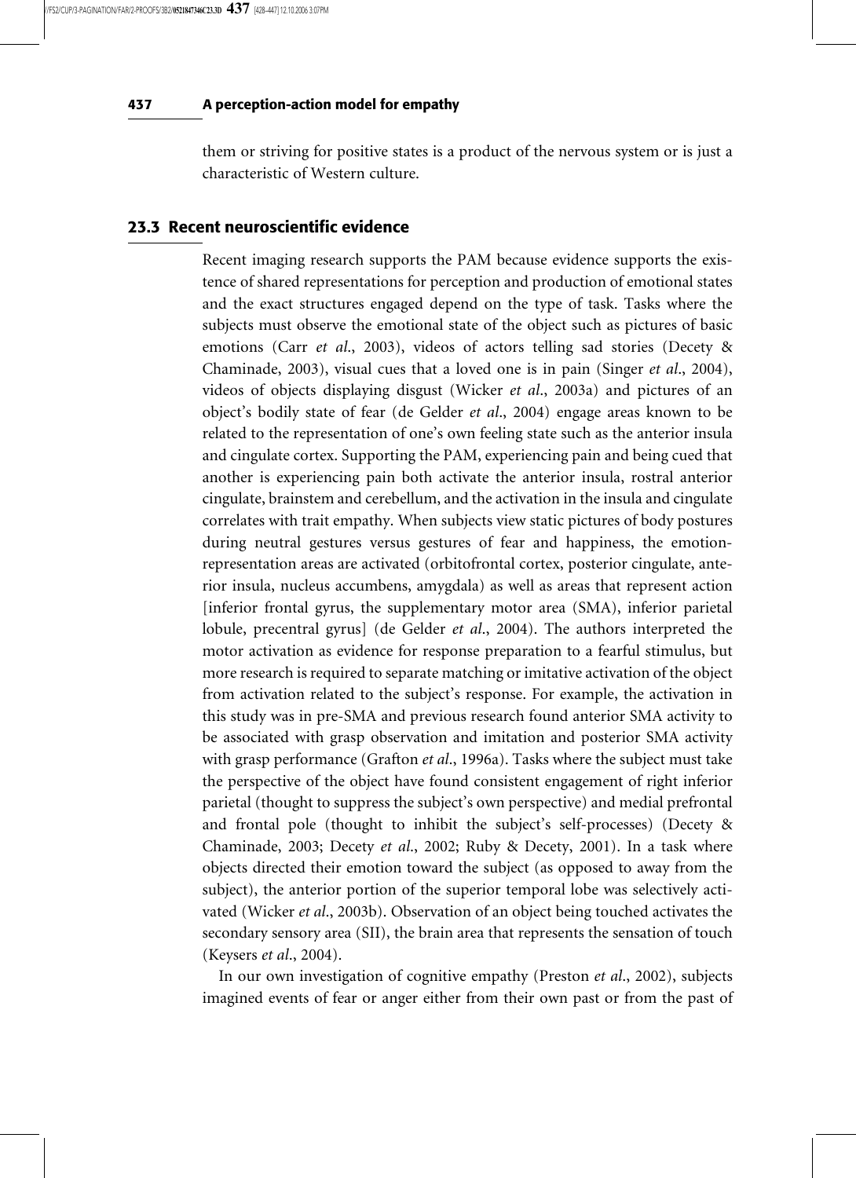them or striving for positive states is a product of the nervous system or is just a characteristic of Western culture.

## 23.3 Recent neuroscientific evidence

Recent imaging research supports the PAM because evidence supports the existence of shared representations for perception and production of emotional states and the exact structures engaged depend on the type of task. Tasks where the subjects must observe the emotional state of the object such as pictures of basic emotions (Carr *et al*., 2003), videos of actors telling sad stories (Decety & Chaminade, 2003), visual cues that a loved one is in pain (Singer *et al*., 2004), videos of objects displaying disgust (Wicker *et al*., 2003a) and pictures of an object's bodily state of fear (de Gelder *et al*., 2004) engage areas known to be related to the representation of one's own feeling state such as the anterior insula and cingulate cortex. Supporting the PAM, experiencing pain and being cued that another is experiencing pain both activate the anterior insula, rostral anterior cingulate, brainstem and cerebellum, and the activation in the insula and cingulate correlates with trait empathy. When subjects view static pictures of body postures during neutral gestures versus gestures of fear and happiness, the emotion-representation areas are activated (orbitofrontal cortex, posterior cingulate, anterior insula, nucleus accumbens, amygdala) as well as areas that represent action [inferior frontal gyrus, the supplementary motor area (SMA), inferior parietal lobule, precentral gyrus] (de Gelder *et al*., 2004). The authors interpreted the motor activation as evidence for response preparation to a fearful stimulus, but more research is required to separate matching or imitative activation of the object from activation related to the subject's response. For example, the activation in this study was in pre-SMA and previous research found anterior SMA activity to be associated with grasp observation and imitation and posterior SMA activity with grasp performance (Grafton *et al*., 1996a). Tasks where the subject must take the perspective of the object have found consistent engagement of right inferior parietal (thought to suppress the subject's own perspective) and medial prefrontal and frontal pole (thought to inhibit the subject's self-processes) (Decety & Chaminade, 2003; Decety *et al*., 2002; Ruby & Decety, 2001). In a task where objects directed their emotion toward the subject (as opposed to away from the subject), the anterior portion of the superior temporal lobe was selectively activated (Wicker *et al*., 2003b). Observation of an object being touched activates the secondary sensory area (SII), the brain area that represents the sensation of touch (Keysers *et al*., 2004).

In our own investigation of cognitive empathy (Preston *et al*., 2002), subjects imagined events of fear or anger either from their own past or from the past of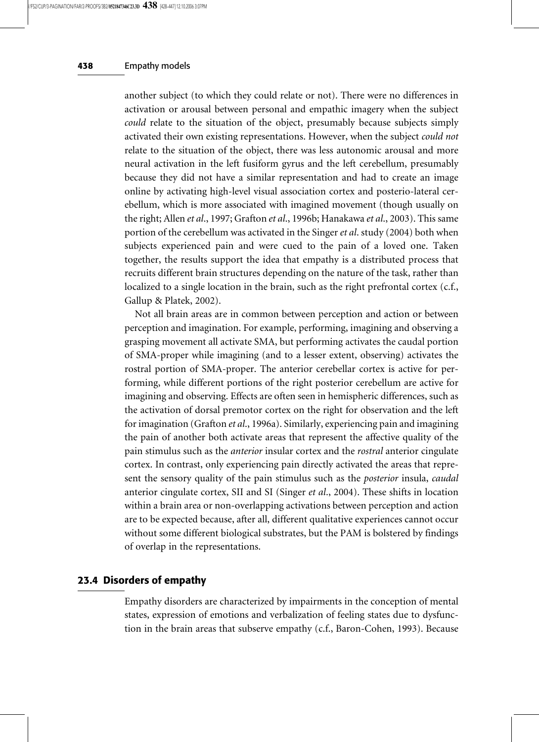another subject (to which they could relate or not). There were no differences in activation or arousal between personal and empathic imagery when the subject *could* relate to the situation of the object, presumably because subjects simply activated their own existing representations. However, when the subject *could not* relate to the situation of the object, there was less autonomic arousal and more neural activation in the left fusiform gyrus and the left cerebellum, presumably because they did not have a similar representation and had to create an image online by activating high-level visual association cortex and posterio-lateral cerebellum, which is more associated with imagined movement (though usually on the right; Allen *et al*., 1997; Grafton *et al*., 1996b; Hanakawa *et al*., 2003). This same portion of the cerebellum was activated in the Singer *et al*. study (2004) both when subjects experienced pain and were cued to the pain of a loved one. Taken together, the results support the idea that empathy is a distributed process that recruits different brain structures depending on the nature of the task, rather than localized to a single location in the brain, such as the right prefrontal cortex (c.f., Gallup & Platek, 2002).

Not all brain areas are in common between perception and action or between perception and imagination. For example, performing, imagining and observing a grasping movement all activate SMA, but performing activates the caudal portion of SMA-proper while imagining (and to a lesser extent, observing) activates the rostral portion of SMA-proper. The anterior cerebellar cortex is active for performing, while different portions of the right posterior cerebellum are active for imagining and observing. Effects are often seen in hemispheric differences, such as the activation of dorsal premotor cortex on the right for observation and the left for imagination (Grafton *et al*., 1996a). Similarly, experiencing pain and imagining the pain of another both activate areas that represent the affective quality of the pain stimulus such as the *anterior* insular cortex and the *rostral* anterior cingulate cortex. In contrast, only experiencing pain directly activated the areas that represent the sensory quality of the pain stimulus such as the *posterior* insula, *caudal* anterior cingulate cortex, SII and SI (Singer *et al*., 2004). These shifts in location within a brain area or non-overlapping activations between perception and action are to be expected because, after all, different qualitative experiences cannot occur without some different biological substrates, but the PAM is bolstered by findings of overlap in the representations.

## 23.4 Disorders of empathy

Empathy disorders are characterized by impairments in the conception of mental states, expression of emotions and verbalization of feeling states due to dysfunction in the brain areas that subserve empathy (c.f., Baron-Cohen, 1993). Because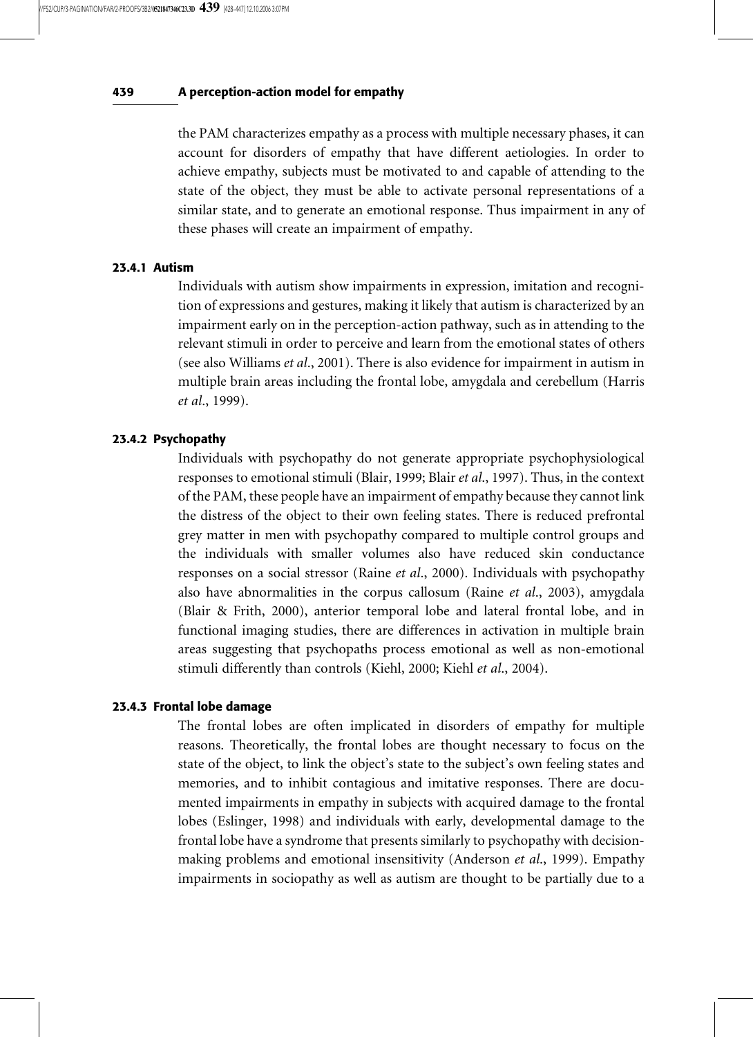the PAM characterizes empathy as a process with multiple necessary phases, it can account for disorders of empathy that have different aetiologies. In order to achieve empathy, subjects must be motivated to and capable of attending to the state of the object, they must be able to activate personal representations of a similar state, and to generate an emotional response. Thus impairment in any of these phases will create an impairment of empathy.

### 23.4.1 Autism

Individuals with autism show impairments in expression, imitation and recognition of expressions and gestures, making it likely that autism is characterized by an impairment early on in the perception-action pathway, such as in attending to the relevant stimuli in order to perceive and learn from the emotional states of others (see also Williams *et al*., 2001). There is also evidence for impairment in autism in multiple brain areas including the frontal lobe, amygdala and cerebellum (Harris *et al*., 1999).

### 23.4.2 Psychopathy

Individuals with psychopathy do not generate appropriate psychophysiological responses to emotional stimuli (Blair, 1999; Blair *et al*., 1997). Thus, in the context of the PAM, these people have an impairment of empathy because they cannot link the distress of the object to their own feeling states. There is reduced prefrontal grey matter in men with psychopathy compared to multiple control groups and the individuals with smaller volumes also have reduced skin conductance responses on a social stressor (Raine *et al*., 2000). Individuals with psychopathy also have abnormalities in the corpus callosum (Raine *et al*., 2003), amygdala (Blair & Frith, 2000), anterior temporal lobe and lateral frontal lobe, and in functional imaging studies, there are differences in activation in multiple brain areas suggesting that psychopaths process emotional as well as non-emotional stimuli differently than controls (Kiehl, 2000; Kiehl *et al*., 2004).

### 23.4.3 Frontal lobe damage

The frontal lobes are often implicated in disorders of empathy for multiple reasons. Theoretically, the frontal lobes are thought necessary to focus on the state of the object, to link the object's state to the subject's own feeling states and memories, and to inhibit contagious and imitative responses. There are documented impairments in empathy in subjects with acquired damage to the frontal lobes (Eslinger, 1998) and individuals with early, developmental damage to the frontal lobe have a syndrome that presents similarly to psychopathy with decision-making problems and emotional insensitivity (Anderson *et al*., 1999). Empathy impairments in sociopathy as well as autism are thought to be partially due to a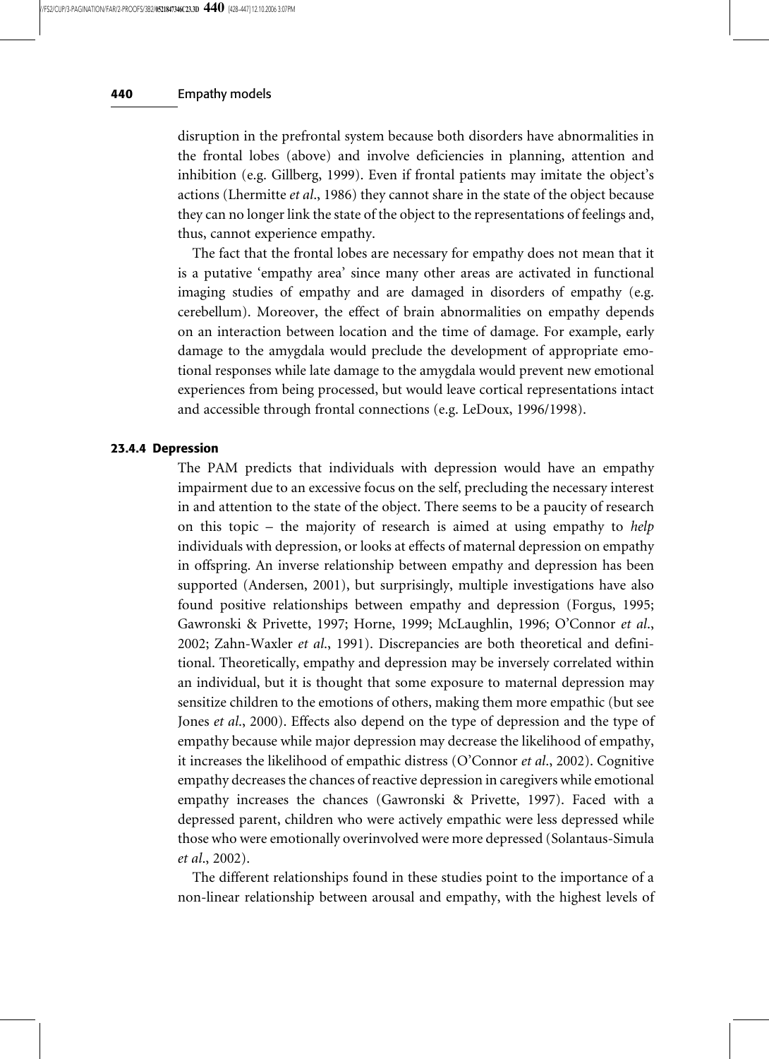disruption in the prefrontal system because both disorders have abnormalities in the frontal lobes (above) and involve deficiencies in planning, attention and inhibition (e.g. Gillberg, 1999). Even if frontal patients may imitate the object's actions (Lhermitte *et al*., 1986) they cannot share in the state of the object because they can no longer link the state of the object to the representations of feelings and, thus, cannot experience empathy.

The fact that the frontal lobes are necessary for empathy does not mean that it is a putative 'empathy area' since many other areas are activated in functional imaging studies of empathy and are damaged in disorders of empathy (e.g. cerebellum). Moreover, the effect of brain abnormalities on empathy depends on an interaction between location and the time of damage. For example, early damage to the amygdala would preclude the development of appropriate emotional responses while late damage to the amygdala would prevent new emotional experiences from being processed, but would leave cortical representations intact and accessible through frontal connections (e.g. LeDoux, 1996/1998).

### 23.4.4 Depression

The PAM predicts that individuals with depression would have an empathy impairment due to an excessive focus on the self, precluding the necessary interest in and attention to the state of the object. There seems to be a paucity of research on this topic – the majority of research is aimed at using empathy to *help* individuals with depression, or looks at effects of maternal depression on empathy in offspring. An inverse relationship between empathy and depression has been supported (Andersen, 2001), but surprisingly, multiple investigations have also found positive relationships between empathy and depression (Forgus, 1995; Gawronski & Privette, 1997; Horne, 1999; McLaughlin, 1996; O'Connor *et al*., 2002; Zahn-Waxler *et al*., 1991). Discrepancies are both theoretical and definitional. Theoretically, empathy and depression may be inversely correlated within an individual, but it is thought that some exposure to maternal depression may sensitize children to the emotions of others, making them more empathic (but see Jones *et al*., 2000). Effects also depend on the type of depression and the type of empathy because while major depression may decrease the likelihood of empathy, it increases the likelihood of empathic distress (O'Connor *et al*., 2002). Cognitive empathy decreases the chances of reactive depression in caregivers while emotional empathy increases the chances (Gawronski & Privette, 1997). Faced with a depressed parent, children who were actively empathic were less depressed while those who were emotionally overinvolved were more depressed (Solantaus-Simula *et al*., 2002).

The different relationships found in these studies point to the importance of a non-linear relationship between arousal and empathy, with the highest levels of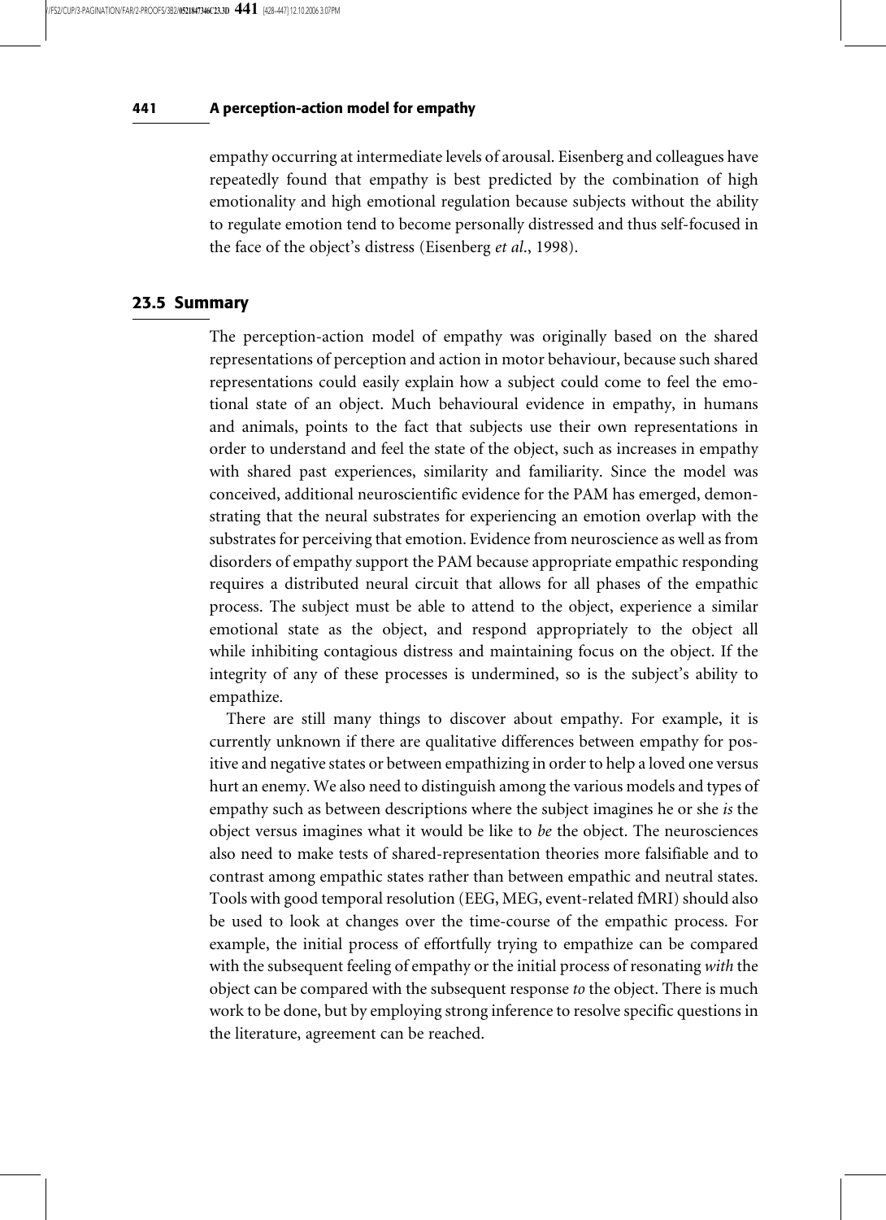empathy occurring at intermediate levels of arousal. Eisenberg and colleagues have repeatedly found that empathy is best predicted by the combination of high emotionality and high emotional regulation because subjects without the ability to regulate emotion tend to become personally distressed and thus self-focused in the face of the object's distress (Eisenberg *et al*., 1998).

## 23.5 Summary

The perception-action model of empathy was originally based on the shared representations of perception and action in motor behaviour, because such shared representations could easily explain how a subject could come to feel the emotional state of an object. Much behavioural evidence in empathy, in humans and animals, points to the fact that subjects use their own representations in order to understand and feel the state of the object, such as increases in empathy with shared past experiences, similarity and familiarity. Since the model was conceived, additional neuroscientific evidence for the PAM has emerged, demonstrating that the neural substrates for experiencing an emotion overlap with the substrates for perceiving that emotion. Evidence from neuroscience as well as from disorders of empathy support the PAM because appropriate empathic responding requires a distributed neural circuit that allows for all phases of the empathic process. The subject must be able to attend to the object, experience a similar emotional state as the object, and respond appropriately to the object all while inhibiting contagious distress and maintaining focus on the object. If the integrity of any of these processes is undermined, so is the subject's ability to empathize.

There are still many things to discover about empathy. For example, it is currently unknown if there are qualitative differences between empathy for positive and negative states or between empathizing in order to help a loved one versus hurt an enemy. We also need to distinguish among the various models and types of empathy such as between descriptions where the subject imagines he or she *is* the object versus imagines what it would be like to *be* the object. The neurosciences also need to make tests of shared-representation theories more falsifiable and to contrast among empathic states rather than between empathic and neutral states. Tools with good temporal resolution (EEG, MEG, event-related fMRI) should also be used to look at changes over the time-course of the empathic process. For example, the initial process of effortfully trying to empathize can be compared with the subsequent feeling of empathy or the initial process of resonating *with* the object can be compared with the subsequent response *to* the object. There is much work to be done, but by employing strong inference to resolve specific questions in the literature, agreement can be reached.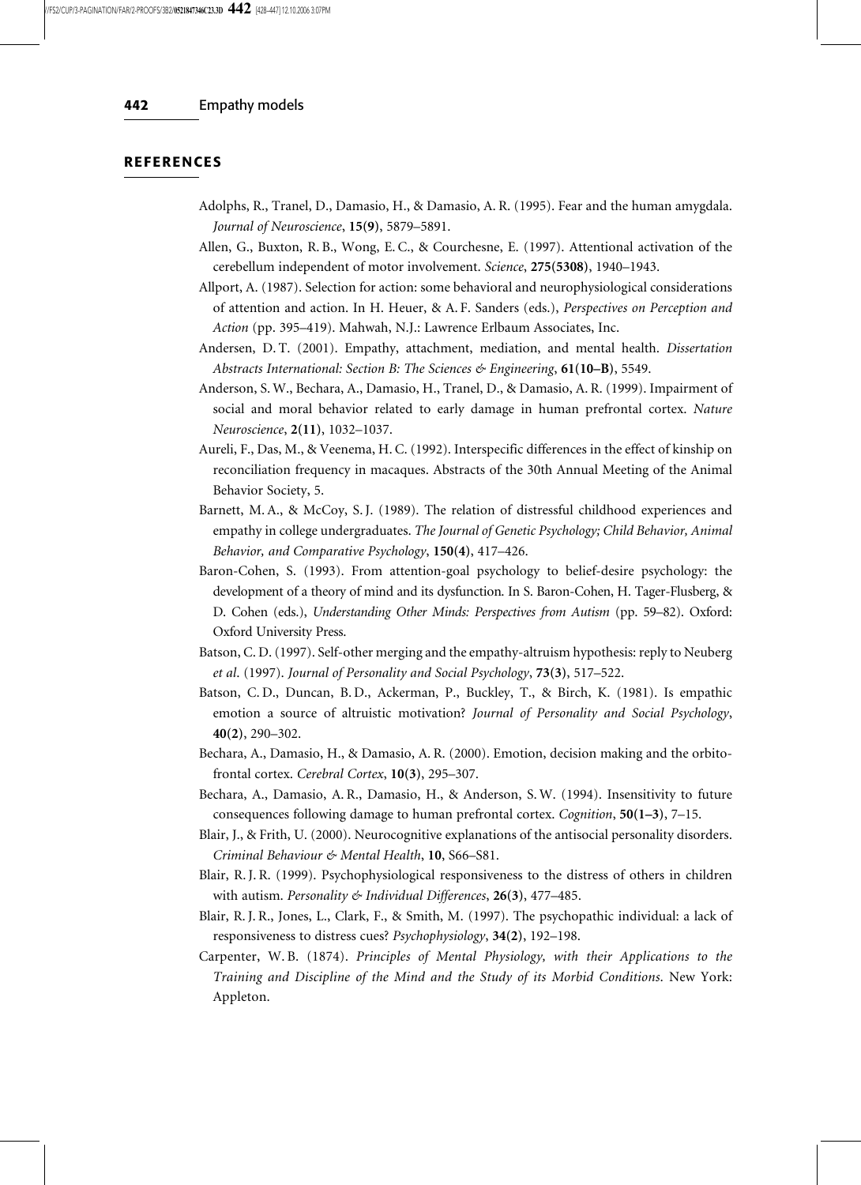## REFERENCES

Adolphs, R., Tranel, D., Damasio, H., & Damasio, A. R. (1995). Fear and the human amygdala. *Journal of Neuroscience*, **15(9)**, 5879–5891.

Allen, G., Buxton, R. B., Wong, E. C., & Courchesne, E. (1997). Attentional activation of the cerebellum independent of motor involvement. *Science*, **275(5308)**, 1940–1943.

Allport, A. (1987). Selection for action: some behavioral and neurophysiological considerations of attention and action. In H. Heuer, & A. F. Sanders (eds.), *Perspectives on Perception and Action* (pp. 395–419). Mahwah, N.J.: Lawrence Erlbaum Associates, Inc.

Andersen, D. T. (2001). Empathy, attachment, mediation, and mental health. *Dissertation Abstracts International: Section B: The Sciences & Engineering*, **61(10–B)**, 5549.

Anderson, S. W., Bechara, A., Damasio, H., Tranel, D., & Damasio, A. R. (1999). Impairment of social and moral behavior related to early damage in human prefrontal cortex. *Nature Neuroscience*, **2(11)**, 1032–1037.

Aureli, F., Das, M., & Veenema, H. C. (1992). Interspecific differences in the effect of kinship on reconciliation frequency in macaques. Abstracts of the 30th Annual Meeting of the Animal Behavior Society, 5.

Barnett, M. A., & McCoy, S. J. (1989). The relation of distressful childhood experiences and empathy in college undergraduates. *The Journal of Genetic Psychology; Child Behavior, Animal Behavior, and Comparative Psychology*, **150(4)**, 417–426.

Baron-Cohen, S. (1993). From attention-goal psychology to belief-desire psychology: the development of a theory of mind and its dysfunction. In S. Baron-Cohen, H. Tager-Flusberg, & D. Cohen (eds.), *Understanding Other Minds: Perspectives from Autism* (pp. 59–82). Oxford: Oxford University Press.

Batson, C. D. (1997). Self-other merging and the empathy-altruism hypothesis: reply to Neuberg *et al*. (1997). *Journal of Personality and Social Psychology*, **73(3)**, 517–522.

Batson, C. D., Duncan, B. D., Ackerman, P., Buckley, T., & Birch, K. (1981). Is empathic emotion a source of altruistic motivation? *Journal of Personality and Social Psychology*, **40(2)**, 290–302.

Bechara, A., Damasio, H., & Damasio, A. R. (2000). Emotion, decision making and the orbitofrontal cortex. *Cerebral Cortex*, **10(3)**, 295–307.

Bechara, A., Damasio, A. R., Damasio, H., & Anderson, S. W. (1994). Insensitivity to future consequences following damage to human prefrontal cortex. *Cognition*, **50(1–3)**, 7–15.

Blair, J., & Frith, U. (2000). Neurocognitive explanations of the antisocial personality disorders. *Criminal Behaviour & Mental Health*, **10**, S66–S81.

Blair, R. J. R. (1999). Psychophysiological responsiveness to the distress of others in children with autism. *Personality & Individual Differences*, **26(3)**, 477–485.

Blair, R. J. R., Jones, L., Clark, F., & Smith, M. (1997). The psychopathic individual: a lack of responsiveness to distress cues? *Psychophysiology*, **34(2)**, 192–198.

Carpenter, W. B. (1874). *Principles of Mental Physiology, with their Applications to the Training and Discipline of the Mind and the Study of its Morbid Conditions*. New York: Appleton.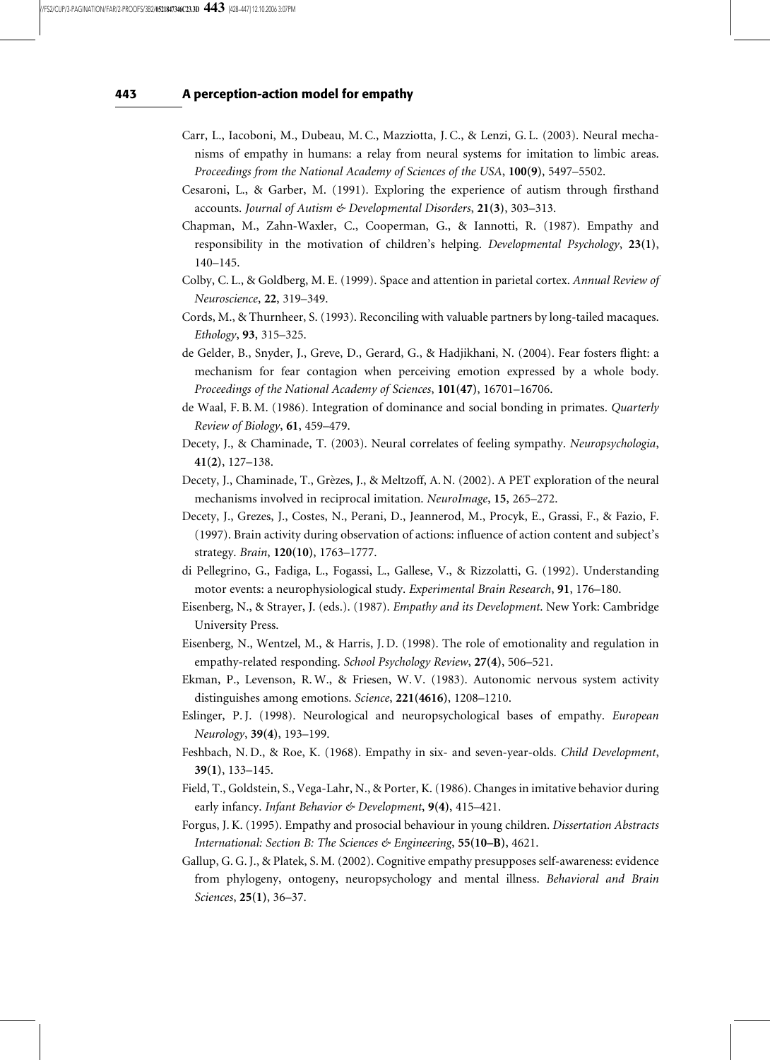Carr, L., Iacoboni, M., Dubeau, M. C., Mazziotta, J. C., & Lenzi, G. L. (2003). Neural mechanisms of empathy in humans: a relay from neural systems for imitation to limbic areas. *Proceedings from the National Academy of Sciences of the USA*, **100(9)**, 5497–5502.

Cesaroni, L., & Garber, M. (1991). Exploring the experience of autism through firsthand accounts. *Journal of Autism & Developmental Disorders*, **21(3)**, 303–313.

Chapman, M., Zahn-Waxler, C., Cooperman, G., & Iannotti, R. (1987). Empathy and responsibility in the motivation of children's helping. *Developmental Psychology*, **23(1)**, 140–145.

Colby, C. L., & Goldberg, M. E. (1999). Space and attention in parietal cortex. *Annual Review of Neuroscience*, **22**, 319–349.

Cords, M., & Thurnheer, S. (1993). Reconciling with valuable partners by long-tailed macaques. *Ethology*, **93**, 315–325.

de Gelder, B., Snyder, J., Greve, D., Gerard, G., & Hadjikhani, N. (2004). Fear fosters flight: a mechanism for fear contagion when perceiving emotion expressed by a whole body. *Proceedings of the National Academy of Sciences*, **101(47)**, 16701–16706.

de Waal, F. B. M. (1986). Integration of dominance and social bonding in primates. *Quarterly Review of Biology*, **61**, 459–479.

Decety, J., & Chaminade, T. (2003). Neural correlates of feeling sympathy. *Neuropsychologia*, **41(2)**, 127–138.

Decety, J., Chaminade, T., Grèzes, J., & Meltzoff, A. N. (2002). A PET exploration of the neural mechanisms involved in reciprocal imitation. *NeuroImage*, **15**, 265–272.

Decety, J., Grezes, J., Costes, N., Perani, D., Jeannerod, M., Procyk, E., Grassi, F., & Fazio, F. (1997). Brain activity during observation of actions: influence of action content and subject's strategy. *Brain*, **120(10)**, 1763–1777.

di Pellegrino, G., Fadiga, L., Fogassi, L., Gallese, V., & Rizzolatti, G. (1992). Understanding motor events: a neurophysiological study. *Experimental Brain Research*, **91**, 176–180.

Eisenberg, N., & Strayer, J. (eds.). (1987). *Empathy and its Development*. New York: Cambridge University Press.

Eisenberg, N., Wentzel, M., & Harris, J. D. (1998). The role of emotionality and regulation in empathy-related responding. *School Psychology Review*, **27(4)**, 506–521.

Ekman, P., Levenson, R. W., & Friesen, W. V. (1983). Autonomic nervous system activity distinguishes among emotions. *Science*, **221(4616)**, 1208–1210.

Eslinger, P. J. (1998). Neurological and neuropsychological bases of empathy. *European Neurology*, **39(4)**, 193–199.

Feshbach, N. D., & Roe, K. (1968). Empathy in six- and seven-year-olds. *Child Development*, **39(1)**, 133–145.

Field, T., Goldstein, S., Vega-Lahr, N., & Porter, K. (1986). Changes in imitative behavior during early infancy. *Infant Behavior & Development*, **9(4)**, 415–421.

Forgus, J. K. (1995). Empathy and prosocial behaviour in young children. *Dissertation Abstracts International: Section B: The Sciences & Engineering*, **55(10–B)**, 4621.

Gallup, G. G. J., & Platek, S. M. (2002). Cognitive empathy presupposes self-awareness: evidence from phylogeny, ontogeny, neuropsychology and mental illness. *Behavioral and Brain Sciences*, **25(1)**, 36–37.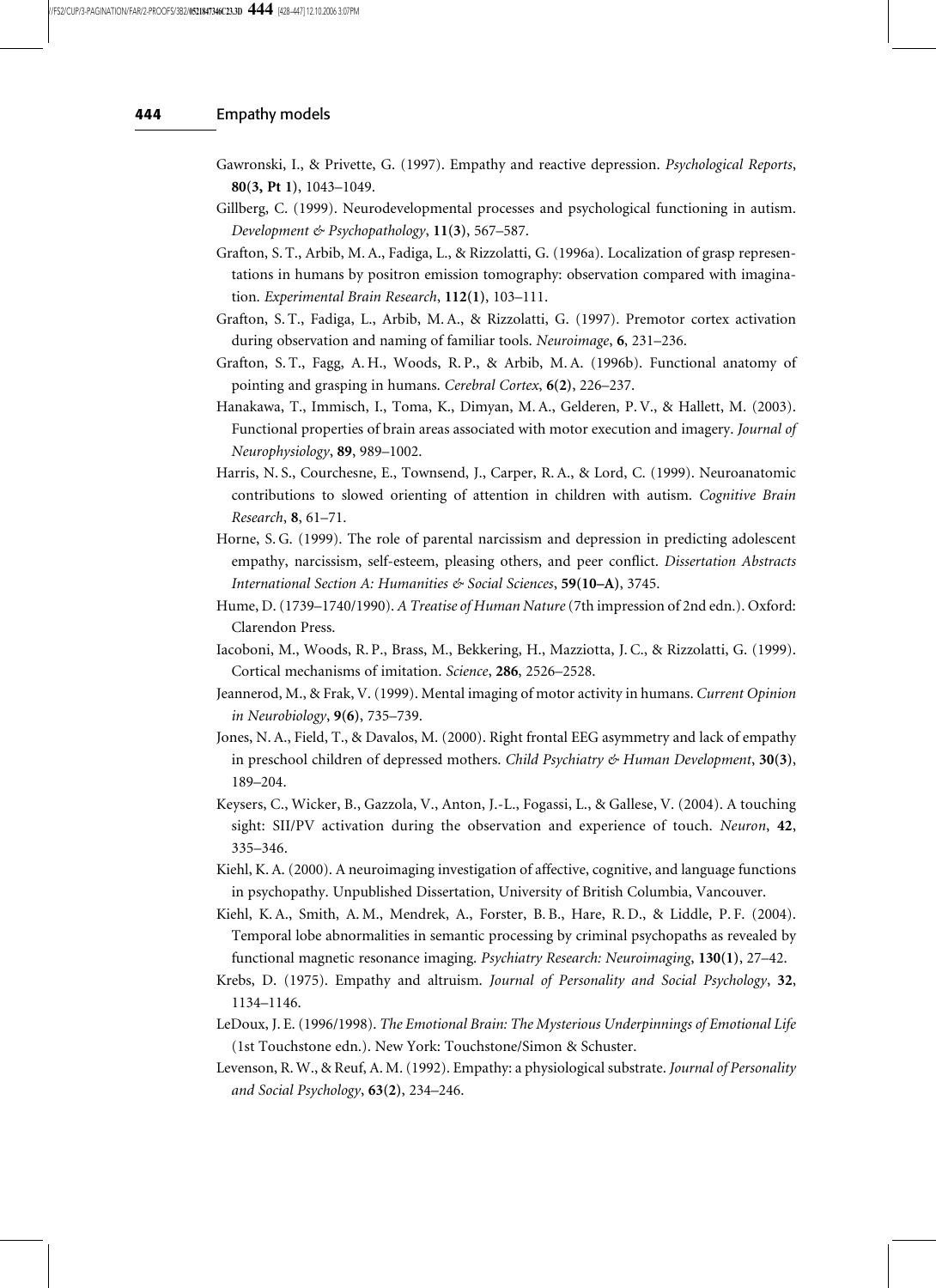Gawronski, I., & Privette, G. (1997). Empathy and reactive depression. *Psychological Reports*, **80(3, Pt 1)**, 1043–1049.

Gillberg, C. (1999). Neurodevelopmental processes and psychological functioning in autism. *Development & Psychopathology*, **11(3)**, 567–587.

Grafton, S. T., Arbib, M. A., Fadiga, L., & Rizzolatti, G. (1996a). Localization of grasp representations in humans by positron emission tomography: observation compared with imagination. *Experimental Brain Research*, **112(1)**, 103–111.

Grafton, S. T., Fadiga, L., Arbib, M. A., & Rizzolatti, G. (1997). Premotor cortex activation during observation and naming of familiar tools. *Neuroimage*, **6**, 231–236.

Grafton, S. T., Fagg, A. H., Woods, R. P., & Arbib, M. A. (1996b). Functional anatomy of pointing and grasping in humans. *Cerebral Cortex*, **6(2)**, 226–237.

Hanakawa, T., Immisch, I., Toma, K., Dimyan, M. A., Gelderen, P. V., & Hallett, M. (2003). Functional properties of brain areas associated with motor execution and imagery. *Journal of Neurophysiology*, **89**, 989–1002.

Harris, N. S., Courchesne, E., Townsend, J., Carper, R. A., & Lord, C. (1999). Neuroanatomic contributions to slowed orienting of attention in children with autism. *Cognitive Brain Research*, **8**, 61–71.

Horne, S. G. (1999). The role of parental narcissism and depression in predicting adolescent empathy, narcissism, self-esteem, pleasing others, and peer conflict. *Dissertation Abstracts International Section A: Humanities & Social Sciences*, **59(10–A)**, 3745.

Hume, D. (1739–1740/1990). *A Treatise of Human Nature* (7th impression of 2nd edn.). Oxford: Clarendon Press.

Iacoboni, M., Woods, R. P., Brass, M., Bekkering, H., Mazziotta, J. C., & Rizzolatti, G. (1999). Cortical mechanisms of imitation. *Science*, **286**, 2526–2528.

Jeannerod, M., & Frak, V. (1999). Mental imaging of motor activity in humans. *Current Opinion in Neurobiology*, **9(6)**, 735–739.

Jones, N. A., Field, T., & Davalos, M. (2000). Right frontal EEG asymmetry and lack of empathy in preschool children of depressed mothers. *Child Psychiatry & Human Development*, **30(3)**, 189–204.

Keysers, C., Wicker, B., Gazzola, V., Anton, J.-L., Fogassi, L., & Gallese, V. (2004). A touching sight: SII/PV activation during the observation and experience of touch. *Neuron*, **42**, 335–346.

Kiehl, K. A. (2000). A neuroimaging investigation of affective, cognitive, and language functions in psychopathy. Unpublished Dissertation, University of British Columbia, Vancouver.

Kiehl, K. A., Smith, A. M., Mendrek, A., Forster, B. B., Hare, R. D., & Liddle, P. F. (2004). Temporal lobe abnormalities in semantic processing by criminal psychopaths as revealed by functional magnetic resonance imaging. *Psychiatry Research: Neuroimaging*, **130(1)**, 27–42.

Krebs, D. (1975). Empathy and altruism. *Journal of Personality and Social Psychology*, **32**, 1134–1146.

LeDoux, J. E. (1996/1998). *The Emotional Brain: The Mysterious Underpinnings of Emotional Life* (1st Touchstone edn.). New York: Touchstone/Simon & Schuster.

Levenson, R. W., & Reuf, A. M. (1992). Empathy: a physiological substrate. *Journal of Personality and Social Psychology*, **63(2)**, 234–246.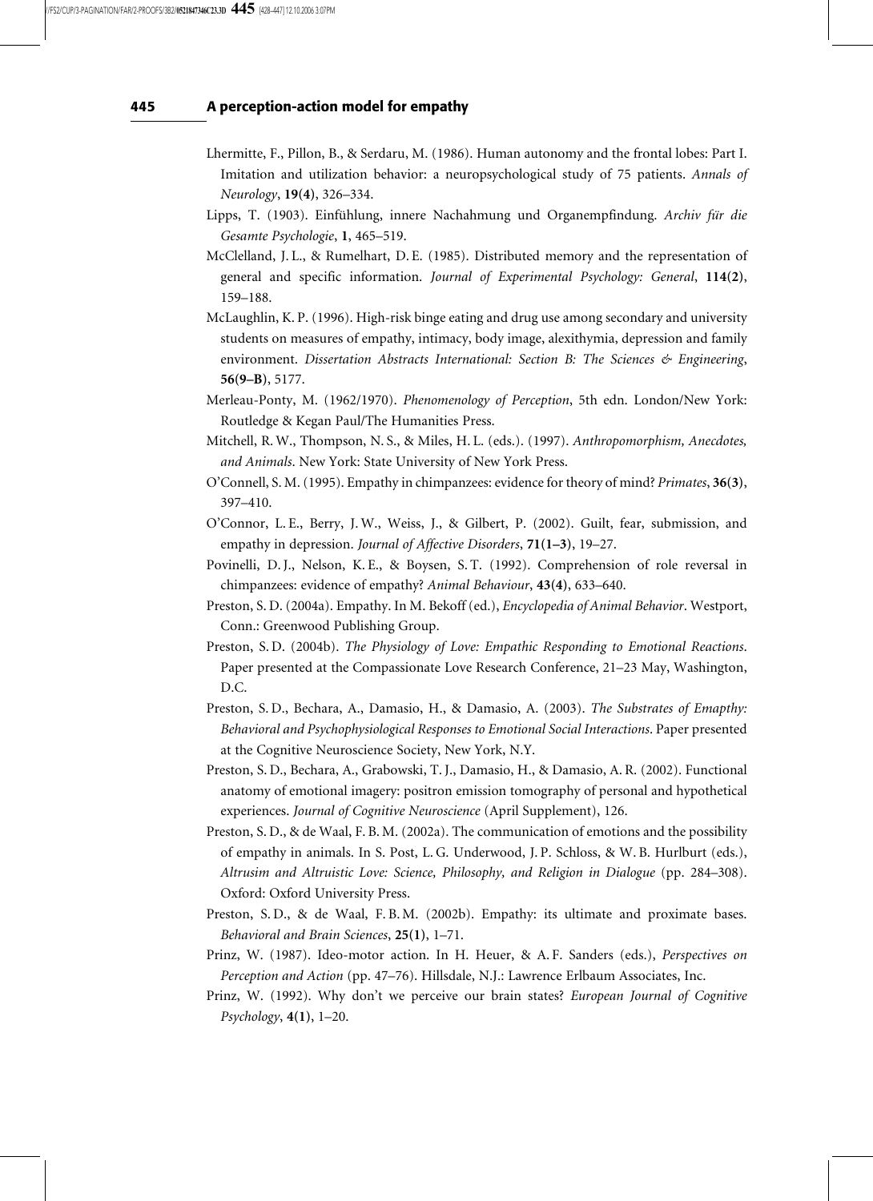Lhermitte, F., Pillon, B., & Serdaru, M. (1986). Human autonomy and the frontal lobes: Part I. Imitation and utilization behavior: a neuropsychological study of 75 patients. *Annals of Neurology*, **19(4)**, 326–334.

Lipps, T. (1903). Einfühlung, innere Nachahmung und Organempfindung. *Archiv für die Gesamte Psychologie*, **1**, 465–519.

McClelland, J. L., & Rumelhart, D. E. (1985). Distributed memory and the representation of general and specific information. *Journal of Experimental Psychology: General*, **114(2)**, 159–188.

McLaughlin, K. P. (1996). High-risk binge eating and drug use among secondary and university students on measures of empathy, intimacy, body image, alexithymia, depression and family environment. *Dissertation Abstracts International: Section B: The Sciences & Engineering*, **56(9–B)**, 5177.

Merleau-Ponty, M. (1962/1970). *Phenomenology of Perception*, 5th edn. London/New York: Routledge & Kegan Paul/The Humanities Press.

Mitchell, R. W., Thompson, N. S., & Miles, H. L. (eds.). (1997). *Anthropomorphism, Anecdotes, and Animals*. New York: State University of New York Press.

O'Connell, S. M. (1995). Empathy in chimpanzees: evidence for theory of mind? *Primates*, **36(3)**, 397–410.

O'Connor, L. E., Berry, J. W., Weiss, J., & Gilbert, P. (2002). Guilt, fear, submission, and empathy in depression. *Journal of Affective Disorders*, **71(1–3)**, 19–27.

Povinelli, D. J., Nelson, K. E., & Boysen, S. T. (1992). Comprehension of role reversal in chimpanzees: evidence of empathy? *Animal Behaviour*, **43(4)**, 633–640.

Preston, S. D. (2004a). Empathy. In M. Bekoff (ed.), *Encyclopedia of Animal Behavior*. Westport, Conn.: Greenwood Publishing Group.

Preston, S. D. (2004b). *The Physiology of Love: Empathic Responding to Emotional Reactions*. Paper presented at the Compassionate Love Research Conference, 21–23 May, Washington, D.C.

Preston, S. D., Bechara, A., Damasio, H., & Damasio, A. (2003). *The Substrates of Emapthy: Behavioral and Psychophysiological Responses to Emotional Social Interactions*. Paper presented at the Cognitive Neuroscience Society, New York, N.Y.

Preston, S. D., Bechara, A., Grabowski, T. J., Damasio, H., & Damasio, A. R. (2002). Functional anatomy of emotional imagery: positron emission tomography of personal and hypothetical experiences. *Journal of Cognitive Neuroscience* (April Supplement), 126.

Preston, S. D., & de Waal, F. B. M. (2002a). The communication of emotions and the possibility of empathy in animals. In S. Post, L. G. Underwood, J. P. Schloss, & W. B. Hurlburt (eds.), *Altrusim and Altruistic Love: Science, Philosophy, and Religion in Dialogue* (pp. 284–308). Oxford: Oxford University Press.

Preston, S. D., & de Waal, F. B. M. (2002b). Empathy: its ultimate and proximate bases. *Behavioral and Brain Sciences*, **25(1)**, 1–71.

Prinz, W. (1987). Ideo-motor action. In H. Heuer, & A. F. Sanders (eds.), *Perspectives on Perception and Action* (pp. 47–76). Hillsdale, N.J.: Lawrence Erlbaum Associates, Inc.

Prinz, W. (1992). Why don't we perceive our brain states? *European Journal of Cognitive Psychology*, **4(1)**, 1–20.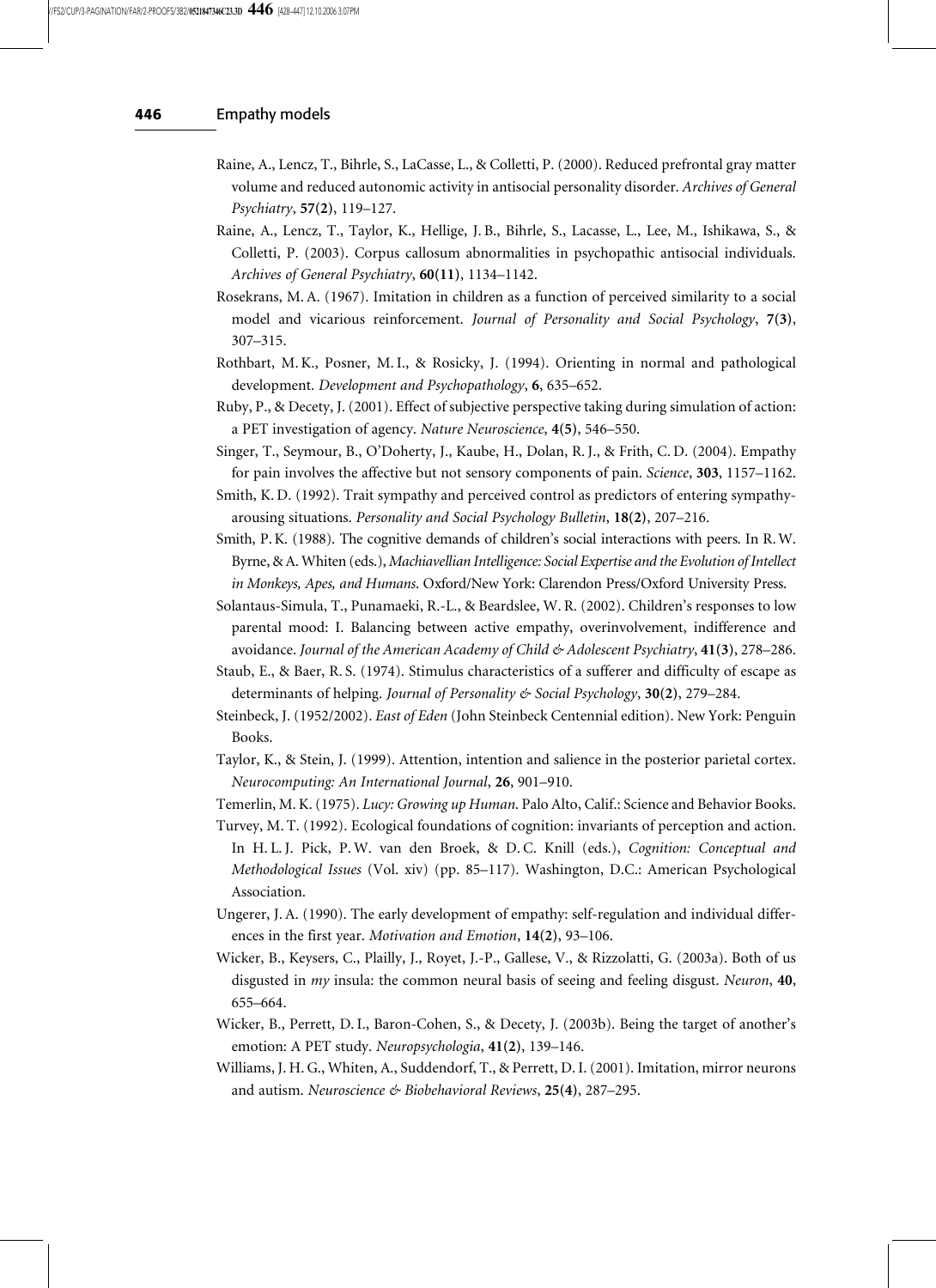Raine, A., Lencz, T., Bihrle, S., LaCasse, L., & Colletti, P. (2000). Reduced prefrontal gray matter volume and reduced autonomic activity in antisocial personality disorder. *Archives of General Psychiatry*, **57(2)**, 119–127.

Raine, A., Lencz, T., Taylor, K., Hellige, J. B., Bihrle, S., Lacasse, L., Lee, M., Ishikawa, S., & Colletti, P. (2003). Corpus callosum abnormalities in psychopathic antisocial individuals. *Archives of General Psychiatry*, **60(11)**, 1134–1142.

Rosekrans, M. A. (1967). Imitation in children as a function of perceived similarity to a social model and vicarious reinforcement. *Journal of Personality and Social Psychology*, **7(3)**, 307–315.

Rothbart, M. K., Posner, M. I., & Rosicky, J. (1994). Orienting in normal and pathological development. *Development and Psychopathology*, **6**, 635–652.

Ruby, P., & Decety, J. (2001). Effect of subjective perspective taking during simulation of action: a PET investigation of agency. *Nature Neuroscience*, **4(5)**, 546–550.

Singer, T., Seymour, B., O'Doherty, J., Kaube, H., Dolan, R. J., & Frith, C. D. (2004). Empathy for pain involves the affective but not sensory components of pain. *Science*, **303**, 1157–1162.

Smith, K. D. (1992). Trait sympathy and perceived control as predictors of entering sympathy-arousing situations. *Personality and Social Psychology Bulletin*, **18(2)**, 207–216.

Smith, P. K. (1988). The cognitive demands of children's social interactions with peers. In R. W. Byrne, & A. Whiten (eds.), *Machiavellian Intelligence: Social Expertise and the Evolution of Intellect in Monkeys, Apes, and Humans*. Oxford/New York: Clarendon Press/Oxford University Press.

Solantaus-Simula, T., Punamaeki, R.-L., & Beardslee, W. R. (2002). Children's responses to low parental mood: I. Balancing between active empathy, overinvolvement, indifference and avoidance. *Journal of the American Academy of Child & Adolescent Psychiatry*, **41(3)**, 278–286.

Staub, E., & Baer, R. S. (1974). Stimulus characteristics of a sufferer and difficulty of escape as determinants of helping. *Journal of Personality & Social Psychology*, **30(2)**, 279–284.

Steinbeck, J. (1952/2002). *East of Eden* (John Steinbeck Centennial edition). New York: Penguin Books.

Taylor, K., & Stein, J. (1999). Attention, intention and salience in the posterior parietal cortex. *Neurocomputing: An International Journal*, **26**, 901–910.

Temerlin, M. K. (1975). *Lucy: Growing up Human*. Palo Alto, Calif.: Science and Behavior Books.

Turvey, M. T. (1992). Ecological foundations of cognition: invariants of perception and action. In H. L. J. Pick, P. W. van den Broek, & D. C. Knill (eds.), *Cognition: Conceptual and Methodological Issues* (Vol. xiv) (pp. 85–117). Washington, D.C.: American Psychological Association.

Ungerer, J. A. (1990). The early development of empathy: self-regulation and individual differences in the first year. *Motivation and Emotion*, **14(2)**, 93–106.

Wicker, B., Keysers, C., Plailly, J., Royet, J.-P., Gallese, V., & Rizzolatti, G. (2003a). Both of us disgusted in *my* insula: the common neural basis of seeing and feeling disgust. *Neuron*, **40**, 655–664.

Wicker, B., Perrett, D. I., Baron-Cohen, S., & Decety, J. (2003b). Being the target of another's emotion: A PET study. *Neuropsychologia*, **41(2)**, 139–146.

Williams, J. H. G., Whiten, A., Suddendorf, T., & Perrett, D. I. (2001). Imitation, mirror neurons and autism. *Neuroscience & Biobehavioral Reviews*, **25(4)**, 287–295.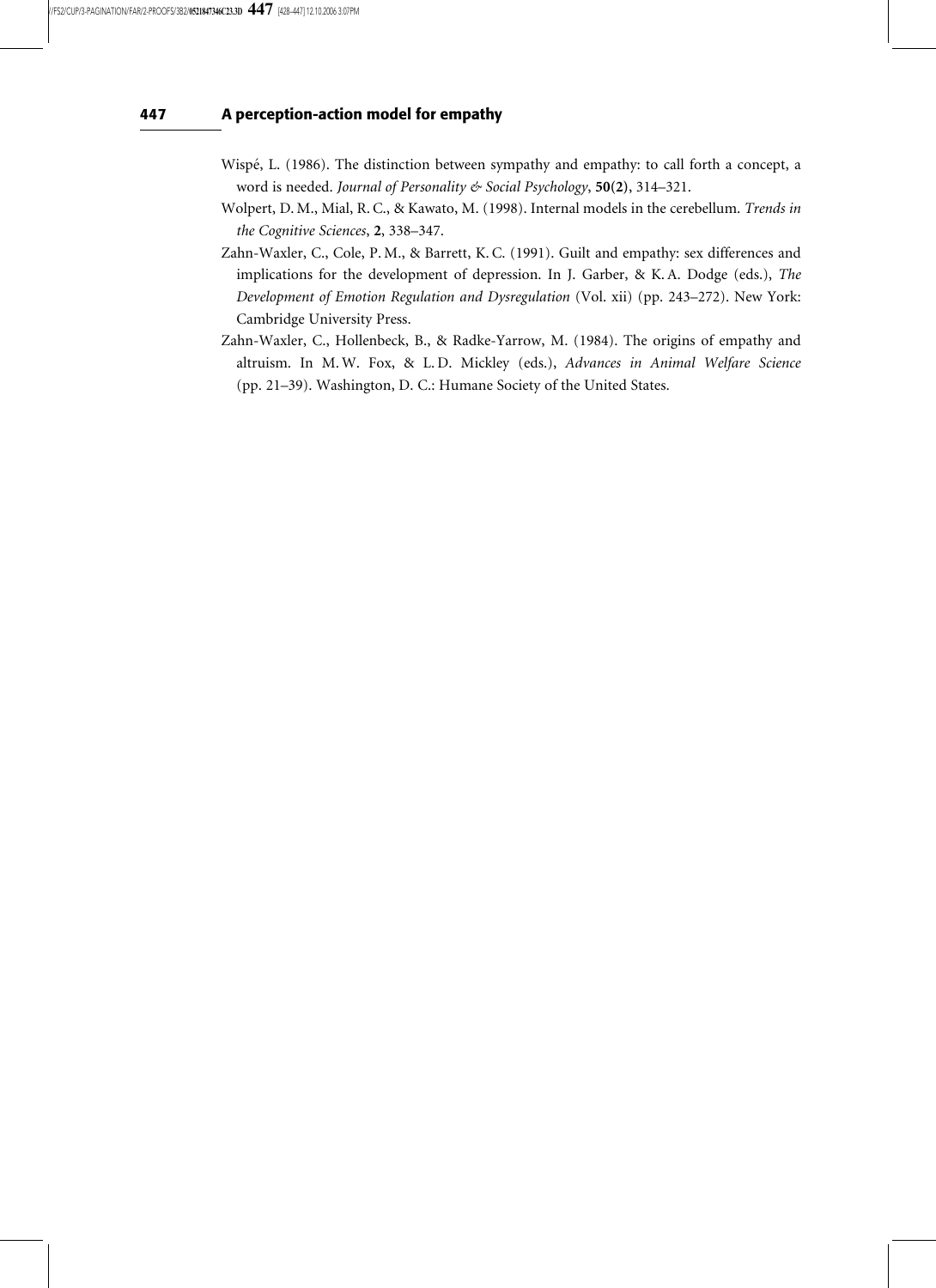Wispé, L. (1986). The distinction between sympathy and empathy: to call forth a concept, a word is needed. *Journal of Personality & Social Psychology*, **50(2)**, 314–321.

Wolpert, D. M., Mial, R. C., & Kawato, M. (1998). Internal models in the cerebellum. *Trends in the Cognitive Sciences*, **2**, 338–347.

Zahn-Waxler, C., Cole, P. M., & Barrett, K. C. (1991). Guilt and empathy: sex differences and implications for the development of depression. In J. Garber, & K. A. Dodge (eds.), *The Development of Emotion Regulation and Dysregulation* (Vol. xii) (pp. 243–272). New York: Cambridge University Press.

Zahn-Waxler, C., Hollenbeck, B., & Radke-Yarrow, M. (1984). The origins of empathy and altruism. In M. W. Fox, & L. D. Mickley (eds.), *Advances in Animal Welfare Science* (pp. 21–39). Washington, D. C.: Humane Society of the United States.